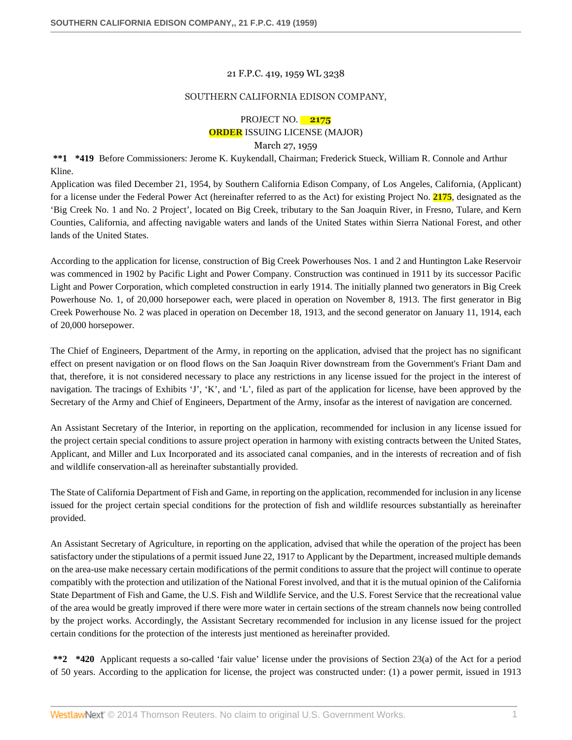21 F.P.C. 419, 1959 WL 3238

SOUTHERN CALIFORNIA EDISON COMPANY,

PROJECT NO. 2175

ORDER ISSUING LICENSE (MAJOR)

March 27, 1959

**\*\*1 \*419** Before Commissioners: Jerome K. Kuykendall, Chairman; Frederick Stueck, William R. Connole and Arthur Kline.

Application was filed December 21, 1954, by Southern California Edison Company, of Los Angeles, California, (Applicant) for a license under the Federal Power Act (hereinafter referred to as the Act) for existing Project No. 2175, designated as the 'Big Creek No. 1 and No. 2 Project', located on Big Creek, tributary to the San Joaquin River, in Fresno, Tulare, and Kern Counties, California, and affecting navigable waters and lands of the United States within Sierra National Forest, and other lands of the United States.

According to the application for license, construction of Big Creek Powerhouses Nos. 1 and 2 and Huntington Lake Reservoir was commenced in 1902 by Pacific Light and Power Company. Construction was continued in 1911 by its successor Pacific Light and Power Corporation, which completed construction in early 1914. The initially planned two generators in Big Creek Powerhouse No. 1, of 20,000 horsepower each, were placed in operation on November 8, 1913. The first generator in Big Creek Powerhouse No. 2 was placed in operation on December 18, 1913, and the second generator on January 11, 1914, each of 20,000 horsepower.

The Chief of Engineers, Department of the Army, in reporting on the application, advised that the project has no significant effect on present navigation or on flood flows on the San Joaquin River downstream from the Government's Friant Dam and that, therefore, it is not considered necessary to place any restrictions in any license issued for the project in the interest of navigation. The tracings of Exhibits 'J', 'K', and 'L', filed as part of the application for license, have been approved by the Secretary of the Army and Chief of Engineers, Department of the Army, insofar as the interest of navigation are concerned.

An Assistant Secretary of the Interior, in reporting on the application, recommended for inclusion in any license issued for the project certain special conditions to assure project operation in harmony with existing contracts between the United States, Applicant, and Miller and Lux Incorporated and its associated canal companies, and in the interests of recreation and of fish and wildlife conservation-all as hereinafter substantially provided.

The State of California Department of Fish and Game, in reporting on the application, recommended for inclusion in any license issued for the project certain special conditions for the protection of fish and wildlife resources substantially as hereinafter provided.

An Assistant Secretary of Agriculture, in reporting on the application, advised that while the operation of the project has been satisfactory under the stipulations of a permit issued June 22, 1917 to Applicant by the Department, increased multiple demands on the area-use make necessary certain modifications of the permit conditions to assure that the project will continue to operate compatibly with the protection and utilization of the National Forest involved, and that it is the mutual opinion of the California State Department of Fish and Game, the U.S. Fish and Wildlife Service, and the U.S. Forest Service that the recreational value of the area would be greatly improved if there were more water in certain sections of the stream channels now being controlled by the project works. Accordingly, the Assistant Secretary recommended for inclusion in any license issued for the project certain conditions for the protection of the interests just mentioned as hereinafter provided.

**\*\*2 \*420** Applicant requests a so-called 'fair value' license under the provisions of Section 23(a) of the Act for a period of 50 years. According to the application for license, the project was constructed under: (1) a power permit, issued in 1913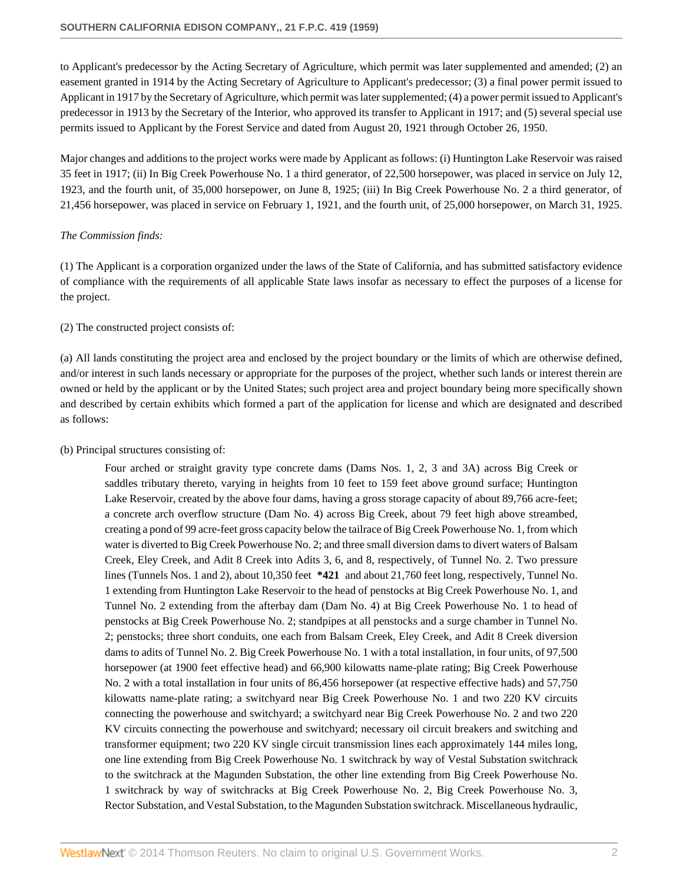to Applicant's predecessor by the Acting Secretary of Agriculture, which permit was later supplemented and amended; (2) an easement granted in 1914 by the Acting Secretary of Agriculture to Applicant's predecessor; (3) a final power permit issued to Applicant in 1917 by the Secretary of Agriculture, which permit was later supplemented; (4) a power permit issued to Applicant's predecessor in 1913 by the Secretary of the Interior, who approved its transfer to Applicant in 1917; and (5) several special use permits issued to Applicant by the Forest Service and dated from August 20, 1921 through October 26, 1950.

Major changes and additions to the project works were made by Applicant as follows: (i) Huntington Lake Reservoir was raised 35 feet in 1917; (ii) In Big Creek Powerhouse No. 1 a third generator, of 22,500 horsepower, was placed in service on July 12, 1923, and the fourth unit, of 35,000 horsepower, on June 8, 1925; (iii) In Big Creek Powerhouse No. 2 a third generator, of 21,456 horsepower, was placed in service on February 1, 1921, and the fourth unit, of 25,000 horsepower, on March 31, 1925.

*The Commission finds:*

(1) The Applicant is a corporation organized under the laws of the State of California, and has submitted satisfactory evidence of compliance with the requirements of all applicable State laws insofar as necessary to effect the purposes of a license for the project.

(2) The constructed project consists of:

(a) All lands constituting the project area and enclosed by the project boundary or the limits of which are otherwise defined, and/or interest in such lands necessary or appropriate for the purposes of the project, whether such lands or interest therein are owned or held by the applicant or by the United States; such project area and project boundary being more specifically shown and described by certain exhibits which formed a part of the application for license and which are designated and described as follows:

(b) Principal structures consisting of:

> Four arched or straight gravity type concrete dams (Dams Nos. 1, 2, 3 and 3A) across Big Creek or saddles tributary thereto, varying in heights from 10 feet to 159 feet above ground surface; Huntington Lake Reservoir, created by the above four dams, having a gross storage capacity of about 89,766 acre-feet; a concrete arch overflow structure (Dam No. 4) across Big Creek, about 79 feet high above streambed, creating a pond of 99 acre-feet gross capacity below the tailrace of Big Creek Powerhouse No. 1, from which water is diverted to Big Creek Powerhouse No. 2; and three small diversion dams to divert waters of Balsam Creek, Eley Creek, and Adit 8 Creek into Adits 3, 6, and 8, respectively, of Tunnel No. 2. Two pressure lines (Tunnels Nos. 1 and 2), about 10,350 feet **\*421** and about 21,760 feet long, respectively, Tunnel No. 1 extending from Huntington Lake Reservoir to the head of penstocks at Big Creek Powerhouse No. 1, and Tunnel No. 2 extending from the afterbay dam (Dam No. 4) at Big Creek Powerhouse No. 1 to head of penstocks at Big Creek Powerhouse No. 2; standpipes at all penstocks and a surge chamber in Tunnel No. 2; penstocks; three short conduits, one each from Balsam Creek, Eley Creek, and Adit 8 Creek diversion dams to adits of Tunnel No. 2. Big Creek Powerhouse No. 1 with a total installation, in four units, of 97,500 horsepower (at 1900 feet effective head) and 66,900 kilowatts name-plate rating; Big Creek Powerhouse No. 2 with a total installation in four units of 86,456 horsepower (at respective effective hads) and 57,750 kilowatts name-plate rating; a switchyard near Big Creek Powerhouse No. 1 and two 220 KV circuits connecting the powerhouse and switchyard; a switchyard near Big Creek Powerhouse No. 2 and two 220 KV circuits connecting the powerhouse and switchyard; necessary oil circuit breakers and switching and transformer equipment; two 220 KV single circuit transmission lines each approximately 144 miles long, one line extending from Big Creek Powerhouse No. 1 switchrack by way of Vestal Substation switchrack to the switchrack at the Magunden Substation, the other line extending from Big Creek Powerhouse No. 1 switchrack by way of switchracks at Big Creek Powerhouse No. 2, Big Creek Powerhouse No. 3, Rector Substation, and Vestal Substation, to the Magunden Substation switchrack. Miscellaneous hydraulic,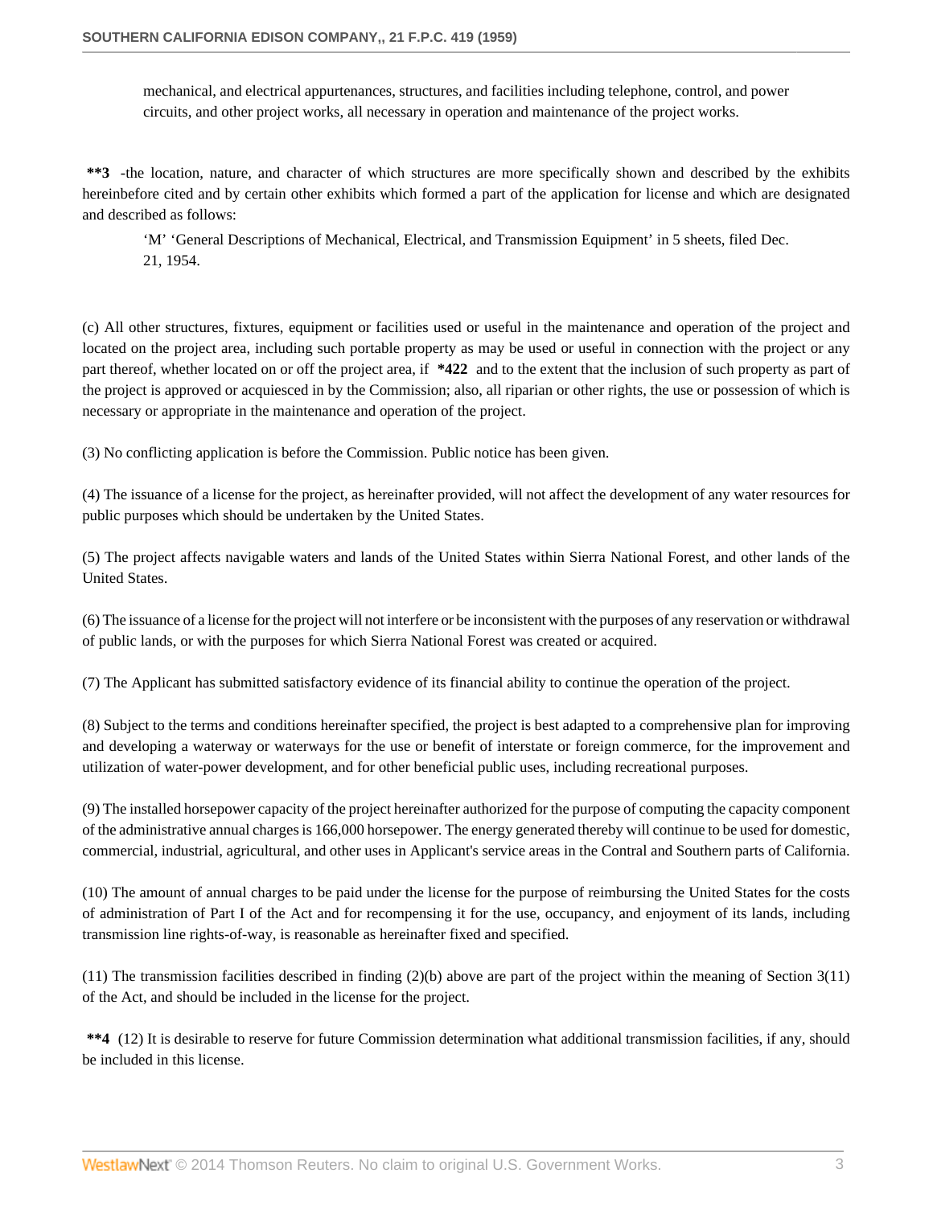mechanical, and electrical appurtenances, structures, and facilities including telephone, control, and power circuits, and other project works, all necessary in operation and maintenance of the project works.

**\*\*3** -the location, nature, and character of which structures are more specifically shown and described by the exhibits hereinbefore cited and by certain other exhibits which formed a part of the application for license and which are designated and described as follows:

> 'M' 'General Descriptions of Mechanical, Electrical, and Transmission Equipment' in 5 sheets, filed Dec. 21, 1954.

(c) All other structures, fixtures, equipment or facilities used or useful in the maintenance and operation of the project and located on the project area, including such portable property as may be used or useful in connection with the project or any part thereof, whether located on or off the project area, if **\*422** and to the extent that the inclusion of such property as part of the project is approved or acquiesced in by the Commission; also, all riparian or other rights, the use or possession of which is necessary or appropriate in the maintenance and operation of the project.

(3) No conflicting application is before the Commission. Public notice has been given.

(4) The issuance of a license for the project, as hereinafter provided, will not affect the development of any water resources for public purposes which should be undertaken by the United States.

(5) The project affects navigable waters and lands of the United States within Sierra National Forest, and other lands of the United States.

(6) The issuance of a license for the project will not interfere or be inconsistent with the purposes of any reservation or withdrawal of public lands, or with the purposes for which Sierra National Forest was created or acquired.

(7) The Applicant has submitted satisfactory evidence of its financial ability to continue the operation of the project.

(8) Subject to the terms and conditions hereinafter specified, the project is best adapted to a comprehensive plan for improving and developing a waterway or waterways for the use or benefit of interstate or foreign commerce, for the improvement and utilization of water-power development, and for other beneficial public uses, including recreational purposes.

(9) The installed horsepower capacity of the project hereinafter authorized for the purpose of computing the capacity component of the administrative annual charges is 166,000 horsepower. The energy generated thereby will continue to be used for domestic, commercial, industrial, agricultural, and other uses in Applicant's service areas in the Contral and Southern parts of California.

(10) The amount of annual charges to be paid under the license for the purpose of reimbursing the United States for the costs of administration of Part I of the Act and for recompensing it for the use, occupancy, and enjoyment of its lands, including transmission line rights-of-way, is reasonable as hereinafter fixed and specified.

(11) The transmission facilities described in finding (2)(b) above are part of the project within the meaning of Section 3(11) of the Act, and should be included in the license for the project.

**\*\*4** (12) It is desirable to reserve for future Commission determination what additional transmission facilities, if any, should be included in this license.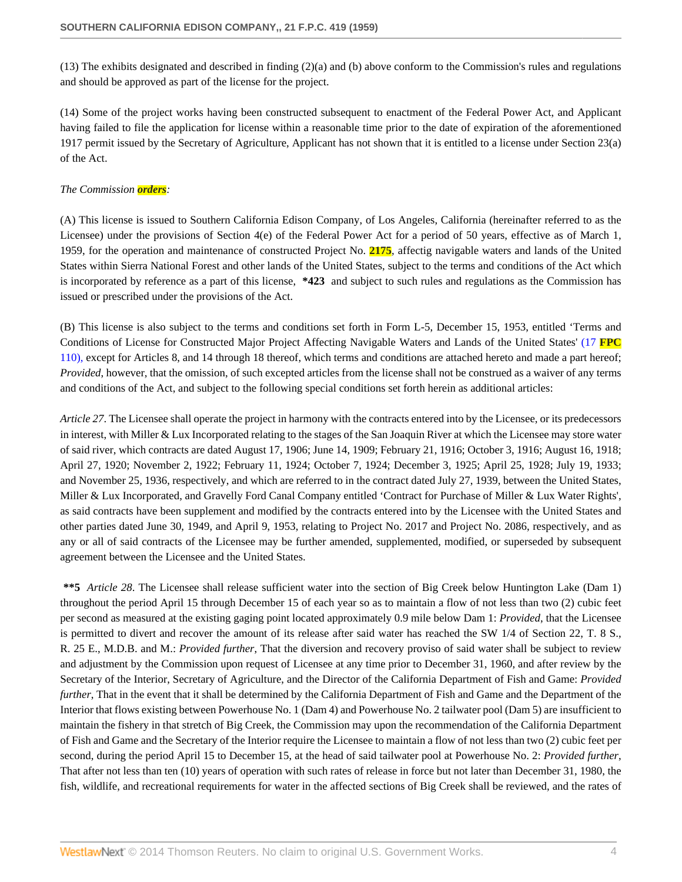(13) The exhibits designated and described in finding (2)(a) and (b) above conform to the Commission's rules and regulations and should be approved as part of the license for the project.

(14) Some of the project works having been constructed subsequent to enactment of the Federal Power Act, and Applicant having failed to file the application for license within a reasonable time prior to the date of expiration of the aforementioned 1917 permit issued by the Secretary of Agriculture, Applicant has not shown that it is entitled to a license under Section 23(a) of the Act.

*The Commission* ***orders****:*

(A) This license is issued to Southern California Edison Company, of Los Angeles, California (hereinafter referred to as the Licensee) under the provisions of Section 4(e) of the Federal Power Act for a period of 50 years, effective as of March 1, 1959, for the operation and maintenance of constructed Project No. **2175**, affectig navigable waters and lands of the United States within Sierra National Forest and other lands of the United States, subject to the terms and conditions of the Act which is incorporated by reference as a part of this license, **\*423** and subject to such rules and regulations as the Commission has issued or prescribed under the provisions of the Act.

(B) This license is also subject to the terms and conditions set forth in Form L-5, December 15, 1953, entitled 'Terms and Conditions of License for Constructed Major Project Affecting Navigable Waters and Lands of the United States' (17 **FPC** 110), except for Articles 8, and 14 through 18 thereof, which terms and conditions are attached hereto and made a part hereof; *Provided*, however, that the omission, of such excepted articles from the license shall not be construed as a waiver of any terms and conditions of the Act, and subject to the following special conditions set forth herein as additional articles:

*Article 27*. The Licensee shall operate the project in harmony with the contracts entered into by the Licensee, or its predecessors in interest, with Miller & Lux Incorporated relating to the stages of the San Joaquin River at which the Licensee may store water of said river, which contracts are dated August 17, 1906; June 14, 1909; February 21, 1916; October 3, 1916; August 16, 1918; April 27, 1920; November 2, 1922; February 11, 1924; October 7, 1924; December 3, 1925; April 25, 1928; July 19, 1933; and November 25, 1936, respectively, and which are referred to in the contract dated July 27, 1939, between the United States, Miller & Lux Incorporated, and Gravelly Ford Canal Company entitled 'Contract for Purchase of Miller & Lux Water Rights', as said contracts have been supplement and modified by the contracts entered into by the Licensee with the United States and other parties dated June 30, 1949, and April 9, 1953, relating to Project No. 2017 and Project No. 2086, respectively, and as any or all of said contracts of the Licensee may be further amended, supplemented, modified, or superseded by subsequent agreement between the Licensee and the United States.

**\*\*5** *Article 28*. The Licensee shall release sufficient water into the section of Big Creek below Huntington Lake (Dam 1) throughout the period April 15 through December 15 of each year so as to maintain a flow of not less than two (2) cubic feet per second as measured at the existing gaging point located approximately 0.9 mile below Dam 1: *Provided*, that the Licensee is permitted to divert and recover the amount of its release after said water has reached the SW 1/4 of Section 22, T. 8 S., R. 25 E., M.D.B. and M.: *Provided further*, That the diversion and recovery proviso of said water shall be subject to review and adjustment by the Commission upon request of Licensee at any time prior to December 31, 1960, and after review by the Secretary of the Interior, Secretary of Agriculture, and the Director of the California Department of Fish and Game: *Provided further*, That in the event that it shall be determined by the California Department of Fish and Game and the Department of the Interior that flows existing between Powerhouse No. 1 (Dam 4) and Powerhouse No. 2 tailwater pool (Dam 5) are insufficient to maintain the fishery in that stretch of Big Creek, the Commission may upon the recommendation of the California Department of Fish and Game and the Secretary of the Interior require the Licensee to maintain a flow of not less than two (2) cubic feet per second, during the period April 15 to December 15, at the head of said tailwater pool at Powerhouse No. 2: *Provided further*, That after not less than ten (10) years of operation with such rates of release in force but not later than December 31, 1980, the fish, wildlife, and recreational requirements for water in the affected sections of Big Creek shall be reviewed, and the rates of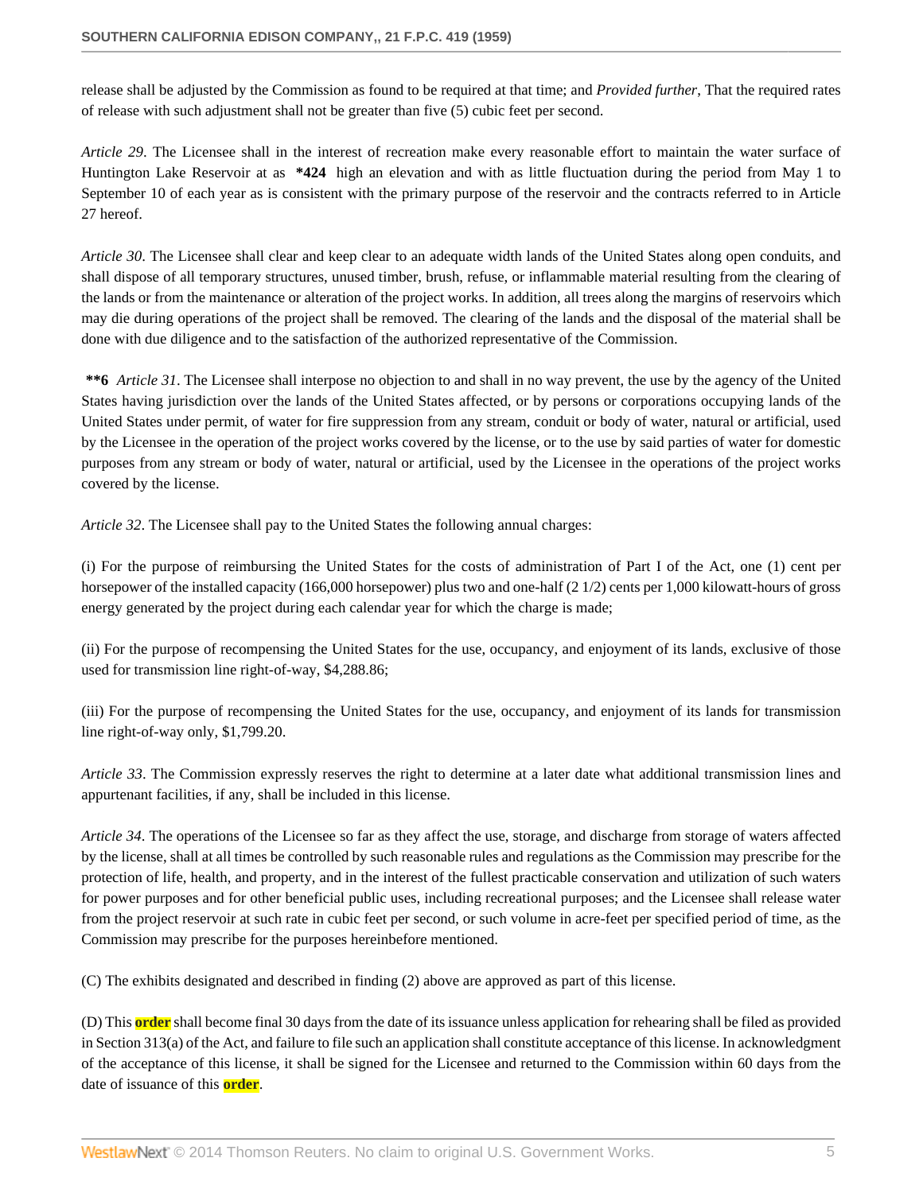release shall be adjusted by the Commission as found to be required at that time; and *Provided further*, That the required rates of release with such adjustment shall not be greater than five (5) cubic feet per second.

*Article 29*. The Licensee shall in the interest of recreation make every reasonable effort to maintain the water surface of Huntington Lake Reservoir at as **\*424** high an elevation and with as little fluctuation during the period from May 1 to September 10 of each year as is consistent with the primary purpose of the reservoir and the contracts referred to in Article 27 hereof.

*Article 30*. The Licensee shall clear and keep clear to an adequate width lands of the United States along open conduits, and shall dispose of all temporary structures, unused timber, brush, refuse, or inflammable material resulting from the clearing of the lands or from the maintenance or alteration of the project works. In addition, all trees along the margins of reservoirs which may die during operations of the project shall be removed. The clearing of the lands and the disposal of the material shall be done with due diligence and to the satisfaction of the authorized representative of the Commission.

**\*\*6** *Article 31*. The Licensee shall interpose no objection to and shall in no way prevent, the use by the agency of the United States having jurisdiction over the lands of the United States affected, or by persons or corporations occupying lands of the United States under permit, of water for fire suppression from any stream, conduit or body of water, natural or artificial, used by the Licensee in the operation of the project works covered by the license, or to the use by said parties of water for domestic purposes from any stream or body of water, natural or artificial, used by the Licensee in the operations of the project works covered by the license.

*Article 32*. The Licensee shall pay to the United States the following annual charges:

(i) For the purpose of reimbursing the United States for the costs of administration of Part I of the Act, one (1) cent per horsepower of the installed capacity (166,000 horsepower) plus two and one-half (2 1/2) cents per 1,000 kilowatt-hours of gross energy generated by the project during each calendar year for which the charge is made;

(ii) For the purpose of recompensing the United States for the use, occupancy, and enjoyment of its lands, exclusive of those used for transmission line right-of-way, $4,288.86;

(iii) For the purpose of recompensing the United States for the use, occupancy, and enjoyment of its lands for transmission line right-of-way only, $1,799.20.

*Article 33*. The Commission expressly reserves the right to determine at a later date what additional transmission lines and appurtenant facilities, if any, shall be included in this license.

*Article 34*. The operations of the Licensee so far as they affect the use, storage, and discharge from storage of waters affected by the license, shall at all times be controlled by such reasonable rules and regulations as the Commission may prescribe for the protection of life, health, and property, and in the interest of the fullest practicable conservation and utilization of such waters for power purposes and for other beneficial public uses, including recreational purposes; and the Licensee shall release water from the project reservoir at such rate in cubic feet per second, or such volume in acre-feet per specified period of time, as the Commission may prescribe for the purposes hereinbefore mentioned.

(C) The exhibits designated and described in finding (2) above are approved as part of this license.

(D) This **order** shall become final 30 days from the date of its issuance unless application for rehearing shall be filed as provided in Section 313(a) of the Act, and failure to file such an application shall constitute acceptance of this license. In acknowledgment of the acceptance of this license, it shall be signed for the Licensee and returned to the Commission within 60 days from the date of issuance of this **order**.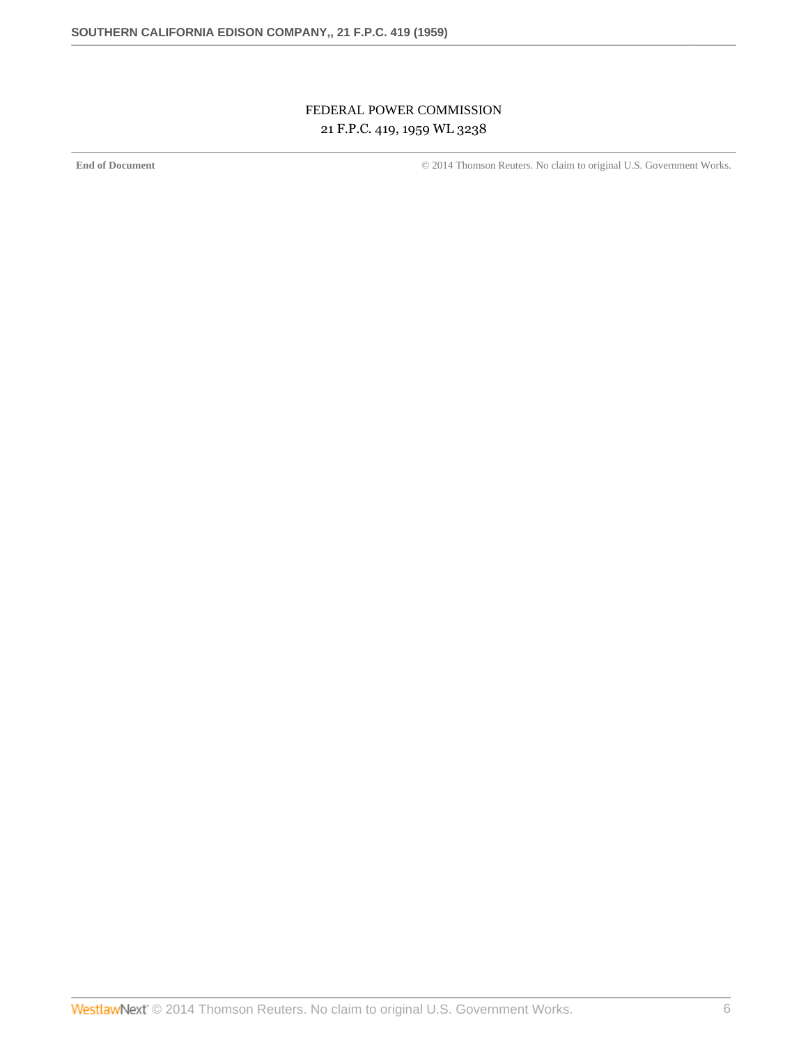FEDERAL POWER COMMISSION
21 F.P.C. 419, 1959 WL 3238

**End of Document** © 2014 Thomson Reuters. No claim to original U.S. Government Works.